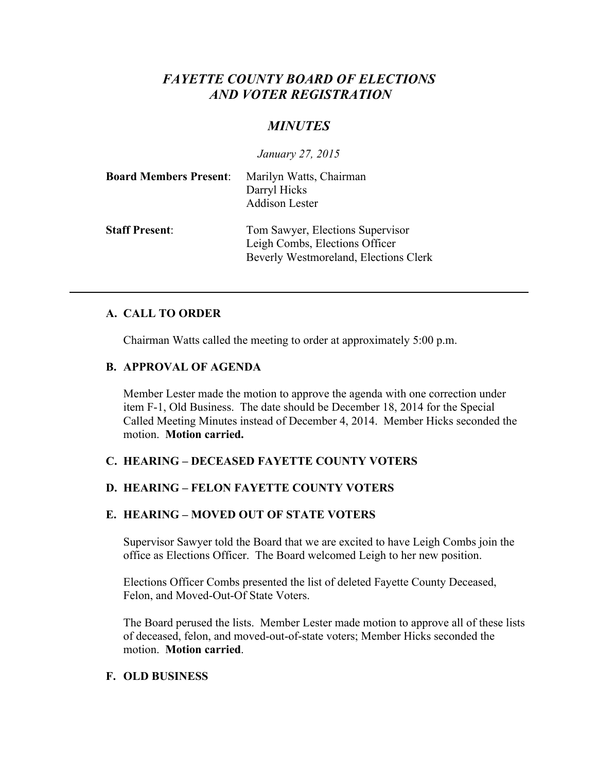# *FAYETTE COUNTY BOARD OF ELECTIONS AND VOTER REGISTRATION*

## *MINUTES*

*January 27, 2015*

**Board Members Present**: Marilyn Watts, Chairman
Darryl Hicks
Addison Lester

**Staff Present**: Tom Sawyer, Elections Supervisor
Leigh Combs, Elections Officer
Beverly Westmoreland, Elections Clerk

---

### A. CALL TO ORDER

Chairman Watts called the meeting to order at approximately 5:00 p.m.

### B. APPROVAL OF AGENDA

Member Lester made the motion to approve the agenda with one correction under item F-1, Old Business. The date should be December 18, 2014 for the Special Called Meeting Minutes instead of December 4, 2014. Member Hicks seconded the motion. **Motion carried.**

### C. HEARING – DECEASED FAYETTE COUNTY VOTERS

### D. HEARING – FELON FAYETTE COUNTY VOTERS

### E. HEARING – MOVED OUT OF STATE VOTERS

Supervisor Sawyer told the Board that we are excited to have Leigh Combs join the office as Elections Officer. The Board welcomed Leigh to her new position.

Elections Officer Combs presented the list of deleted Fayette County Deceased, Felon, and Moved-Out-Of State Voters.

The Board perused the lists. Member Lester made motion to approve all of these lists of deceased, felon, and moved-out-of-state voters; Member Hicks seconded the motion. **Motion carried**.

### F. OLD BUSINESS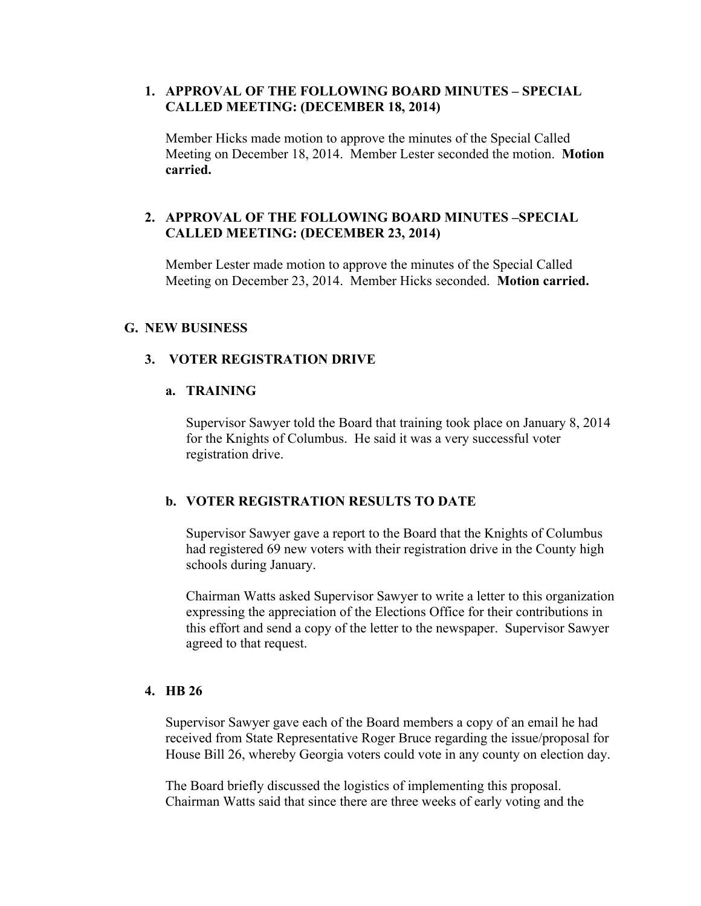1. **APPROVAL OF THE FOLLOWING BOARD MINUTES – SPECIAL CALLED MEETING: (DECEMBER 18, 2014)**

   Member Hicks made motion to approve the minutes of the Special Called Meeting on December 18, 2014. Member Lester seconded the motion. **Motion carried.**

2. **APPROVAL OF THE FOLLOWING BOARD MINUTES –SPECIAL CALLED MEETING: (DECEMBER 23, 2014)**

   Member Lester made motion to approve the minutes of the Special Called Meeting on December 23, 2014. Member Hicks seconded. **Motion carried.**

## G. NEW BUSINESS

### 3. VOTER REGISTRATION DRIVE

#### a. TRAINING

Supervisor Sawyer told the Board that training took place on January 8, 2014 for the Knights of Columbus. He said it was a very successful voter registration drive.

#### b. VOTER REGISTRATION RESULTS TO DATE

Supervisor Sawyer gave a report to the Board that the Knights of Columbus had registered 69 new voters with their registration drive in the County high schools during January.

Chairman Watts asked Supervisor Sawyer to write a letter to this organization expressing the appreciation of the Elections Office for their contributions in this effort and send a copy of the letter to the newspaper. Supervisor Sawyer agreed to that request.

### 4. HB 26

Supervisor Sawyer gave each of the Board members a copy of an email he had received from State Representative Roger Bruce regarding the issue/proposal for House Bill 26, whereby Georgia voters could vote in any county on election day.

The Board briefly discussed the logistics of implementing this proposal. Chairman Watts said that since there are three weeks of early voting and the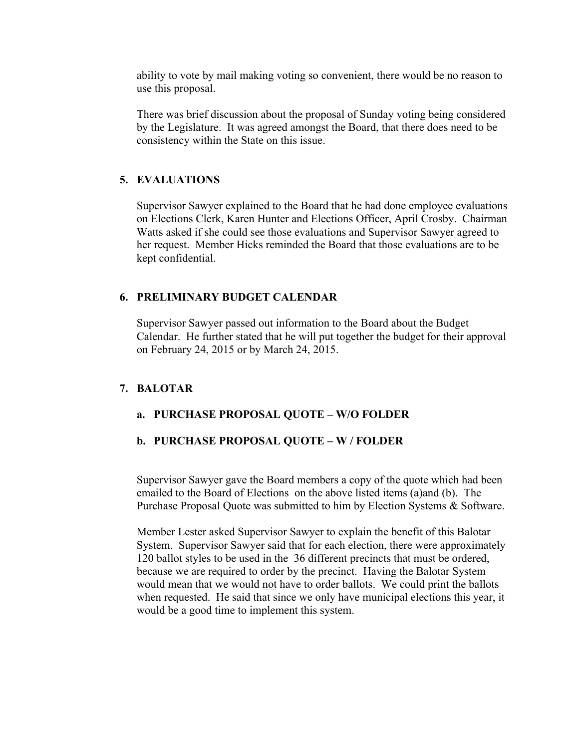ability to vote by mail making voting so convenient, there would be no reason to use this proposal.

There was brief discussion about the proposal of Sunday voting being considered by the Legislature. It was agreed amongst the Board, that there does need to be consistency within the State on this issue.

## 5. EVALUATIONS

Supervisor Sawyer explained to the Board that he had done employee evaluations on Elections Clerk, Karen Hunter and Elections Officer, April Crosby. Chairman Watts asked if she could see those evaluations and Supervisor Sawyer agreed to her request. Member Hicks reminded the Board that those evaluations are to be kept confidential.

## 6. PRELIMINARY BUDGET CALENDAR

Supervisor Sawyer passed out information to the Board about the Budget Calendar. He further stated that he will put together the budget for their approval on February 24, 2015 or by March 24, 2015.

## 7. BALOTAR

### a. PURCHASE PROPOSAL QUOTE – W/O FOLDER

### b. PURCHASE PROPOSAL QUOTE – W / FOLDER

Supervisor Sawyer gave the Board members a copy of the quote which had been emailed to the Board of Elections on the above listed items (a)and (b). The Purchase Proposal Quote was submitted to him by Election Systems & Software.

Member Lester asked Supervisor Sawyer to explain the benefit of this Balotar System. Supervisor Sawyer said that for each election, there were approximately 120 ballot styles to be used in the 36 different precincts that must be ordered, because we are required to order by the precinct. Having the Balotar System would mean that we would <u>not</u> have to order ballots. We could print the ballots when requested. He said that since we only have municipal elections this year, it would be a good time to implement this system.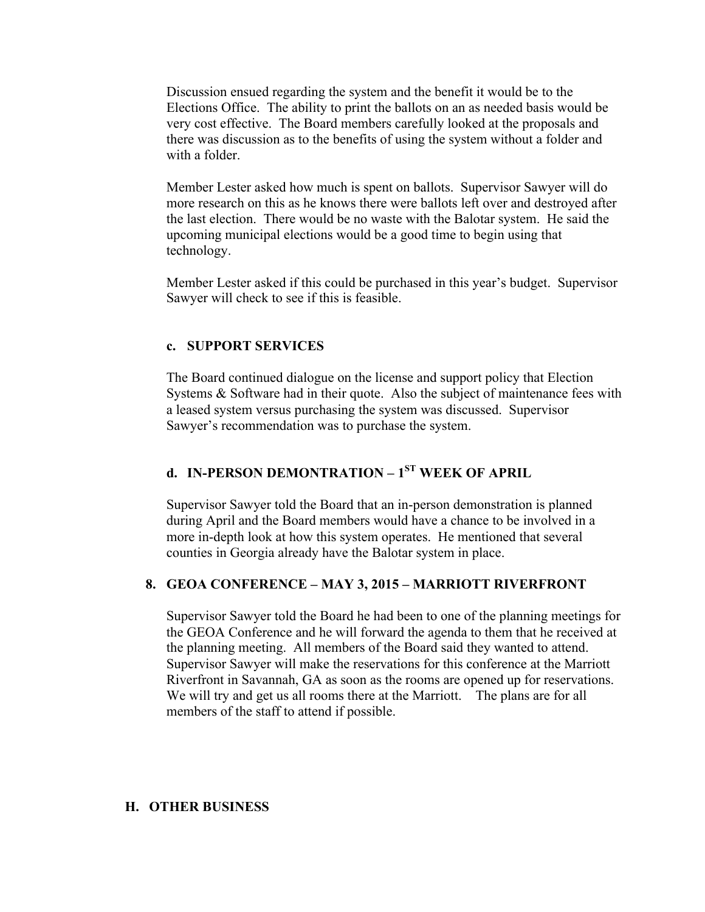Discussion ensued regarding the system and the benefit it would be to the Elections Office. The ability to print the ballots on an as needed basis would be very cost effective. The Board members carefully looked at the proposals and there was discussion as to the benefits of using the system without a folder and with a folder.

Member Lester asked how much is spent on ballots. Supervisor Sawyer will do more research on this as he knows there were ballots left over and destroyed after the last election. There would be no waste with the Balotar system. He said the upcoming municipal elections would be a good time to begin using that technology.

Member Lester asked if this could be purchased in this year's budget. Supervisor Sawyer will check to see if this is feasible.

#### c. SUPPORT SERVICES

The Board continued dialogue on the license and support policy that Election Systems & Software had in their quote. Also the subject of maintenance fees with a leased system versus purchasing the system was discussed. Supervisor Sawyer's recommendation was to purchase the system.

#### d. IN-PERSON DEMONTRATION – 1ST WEEK OF APRIL

Supervisor Sawyer told the Board that an in-person demonstration is planned during April and the Board members would have a chance to be involved in a more in-depth look at how this system operates. He mentioned that several counties in Georgia already have the Balotar system in place.

### 8. GEOA CONFERENCE – MAY 3, 2015 – MARRIOTT RIVERFRONT

Supervisor Sawyer told the Board he had been to one of the planning meetings for the GEOA Conference and he will forward the agenda to them that he received at the planning meeting. All members of the Board said they wanted to attend. Supervisor Sawyer will make the reservations for this conference at the Marriott Riverfront in Savannah, GA as soon as the rooms are opened up for reservations. We will try and get us all rooms there at the Marriott. The plans are for all members of the staff to attend if possible.

## H. OTHER BUSINESS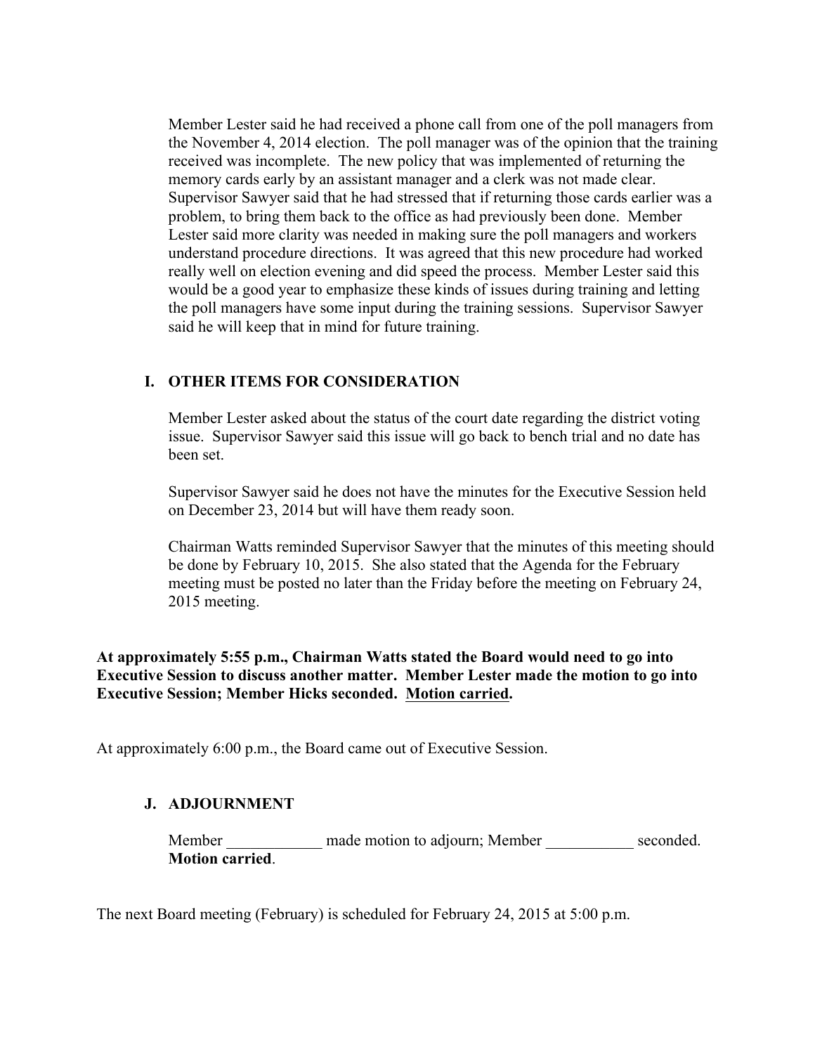Member Lester said he had received a phone call from one of the poll managers from the November 4, 2014 election. The poll manager was of the opinion that the training received was incomplete. The new policy that was implemented of returning the memory cards early by an assistant manager and a clerk was not made clear. Supervisor Sawyer said that he had stressed that if returning those cards earlier was a problem, to bring them back to the office as had previously been done. Member Lester said more clarity was needed in making sure the poll managers and workers understand procedure directions. It was agreed that this new procedure had worked really well on election evening and did speed the process. Member Lester said this would be a good year to emphasize these kinds of issues during training and letting the poll managers have some input during the training sessions. Supervisor Sawyer said he will keep that in mind for future training.

## I. OTHER ITEMS FOR CONSIDERATION

Member Lester asked about the status of the court date regarding the district voting issue. Supervisor Sawyer said this issue will go back to bench trial and no date has been set.

Supervisor Sawyer said he does not have the minutes for the Executive Session held on December 23, 2014 but will have them ready soon.

Chairman Watts reminded Supervisor Sawyer that the minutes of this meeting should be done by February 10, 2015. She also stated that the Agenda for the February meeting must be posted no later than the Friday before the meeting on February 24, 2015 meeting.

**At approximately 5:55 p.m., Chairman Watts stated the Board would need to go into Executive Session to discuss another matter. Member Lester made the motion to go into Executive Session; Member Hicks seconded. <u>Motion carried</u>.**

At approximately 6:00 p.m., the Board came out of Executive Session.

## J. ADJOURNMENT

Member ____________ made motion to adjourn; Member ___________ seconded. **Motion carried**.

The next Board meeting (February) is scheduled for February 24, 2015 at 5:00 p.m.